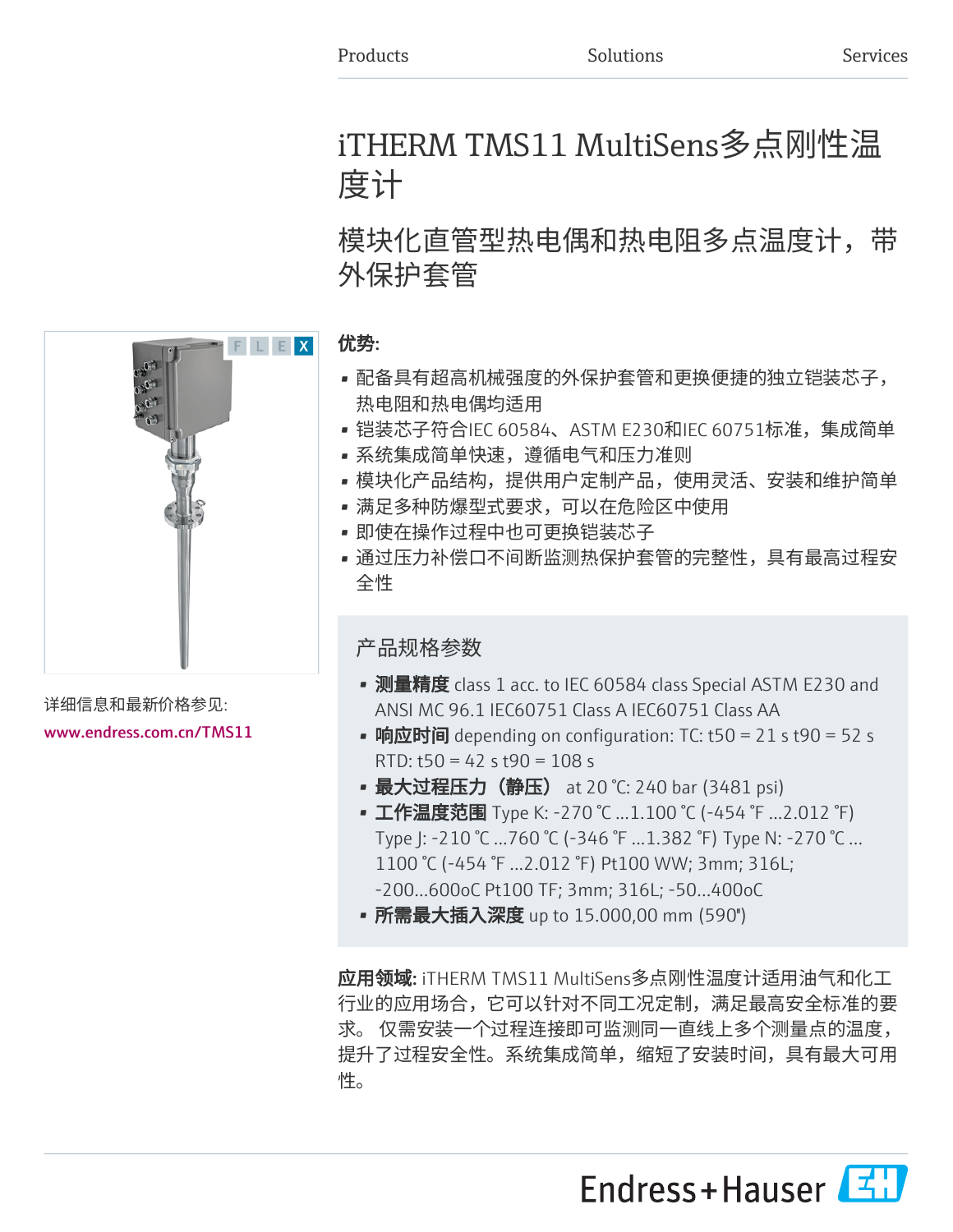Products Solutions Services

# iTHERM TMS11 MultiSens多点刚性温度计

## 模块化直管型热电偶和热电阻多点温度计，带外保护套管

F L E X

详细信息和最新价格参见:

www.endress.com.cn/TMS11

**优势:**

- 配备具有超高机械强度的外保护套管和更换便捷的独立铠装芯子，热电阻和热电偶均适用
- 铠装芯子符合IEC 60584、ASTM E230和IEC 60751标准，集成简单
- 系统集成简单快速，遵循电气和压力准则
- 模块化产品结构，提供用户定制产品，使用灵活、安装和维护简单
- 满足多种防爆型式要求，可以在危险区中使用
- 即使在操作过程中也可更换铠装芯子
- 通过压力补偿口不间断监测热保护套管的完整性，具有最高过程安全性

### 产品规格参数

- **测量精度** class 1 acc. to IEC 60584 class Special ASTM E230 and ANSI MC 96.1 IEC60751 Class A IEC60751 Class AA
- **响应时间** depending on configuration: TC: t50 = 21 s t90 = 52 s RTD: t50 = 42 s t90 = 108 s
- **最大过程压力（静压）** at 20 °C: 240 bar (3481 psi)
- **工作温度范围** Type K: -270 °C ...1.100 °C (-454 °F ...2.012 °F) Type J: -210 °C ...760 °C (-346 °F ...1.382 °F) Type N: -270 °C ... 1100 °C (-454 °F ...2.012 °F) Pt100 WW; 3mm; 316L; -200...600oC Pt100 TF; 3mm; 316L; -50...400oC
- **所需最大插入深度** up to 15.000,00 mm (590")

**应用领域:** iTHERM TMS11 MultiSens多点刚性温度计适用油气和化工行业的应用场合，它可以针对不同工况定制，满足最高安全标准的要求。 仅需安装一个过程连接即可监测同一直线上多个测量点的温度，提升了过程安全性。系统集成简单，缩短了安装时间，具有最大可用性。

Endress+Hauser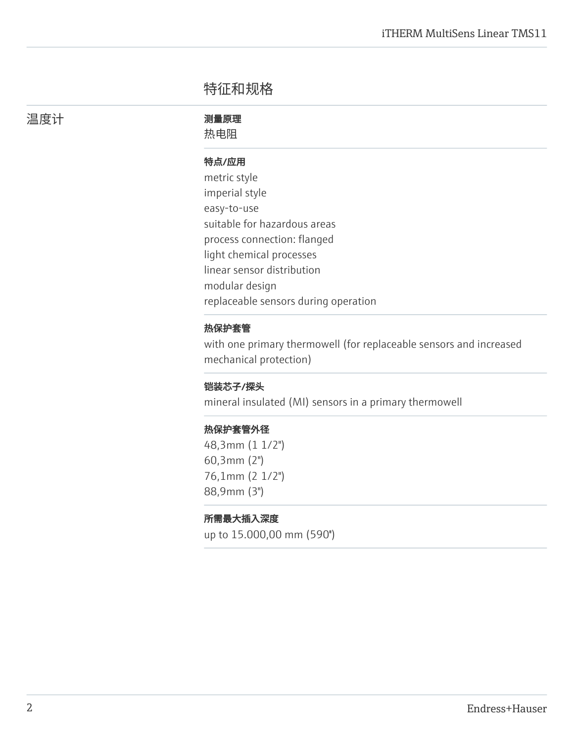## 特征和规格

### 温度计

**测量原理**

热电阻

**特点/应用**

metric style
imperial style
easy-to-use
suitable for hazardous areas
process connection: flanged
light chemical processes
linear sensor distribution
modular design
replaceable sensors during operation

**热保护套管**

with one primary thermowell (for replaceable sensors and increased mechanical protection)

**铠装芯子/探头**

mineral insulated (MI) sensors in a primary thermowell

**热保护套管外径**

48,3mm (1 1/2")
60,3mm (2")
76,1mm (2 1/2")
88,9mm (3")

**所需最大插入深度**

up to 15.000,00 mm (590")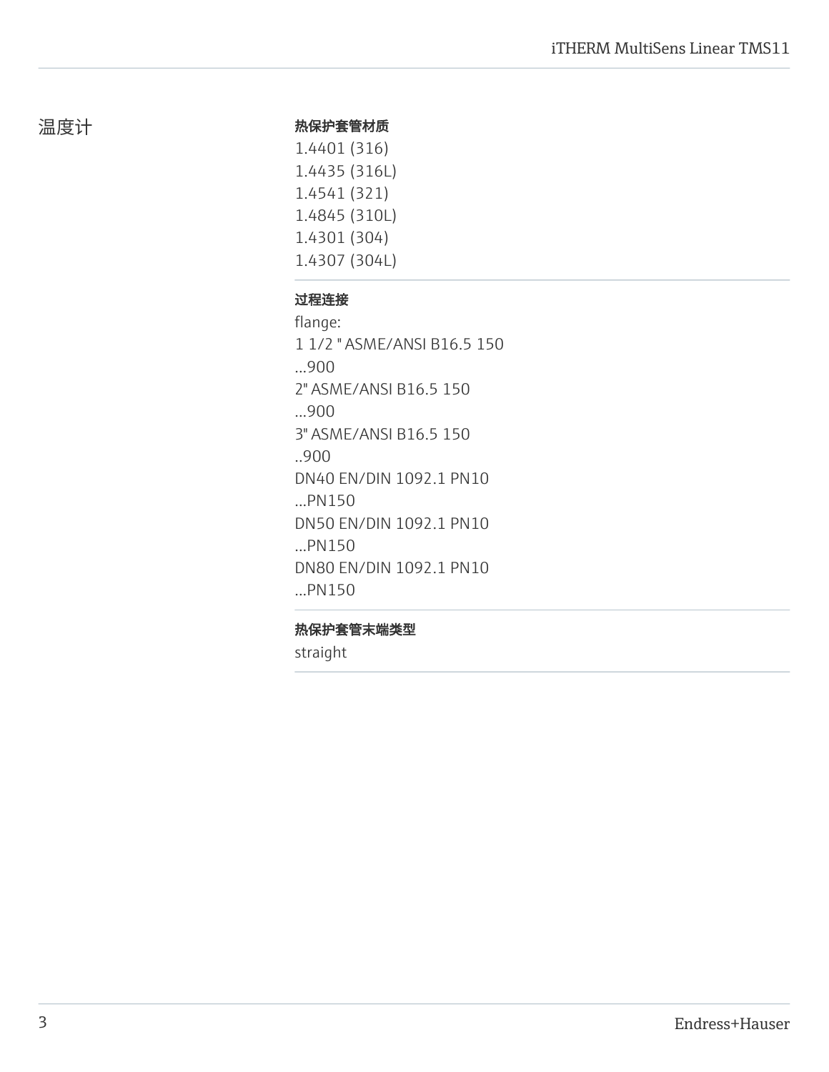## 温度计

**热保护套管材质**

1.4401 (316)
1.4435 (316L)
1.4541 (321)
1.4845 (310L)
1.4301 (304)
1.4307 (304L)

**过程连接**

flange:
1 1/2 " ASME/ANSI B16.5 150
...900
2" ASME/ANSI B16.5 150
...900
3" ASME/ANSI B16.5 150
..900
DN40 EN/DIN 1092.1 PN10
...PN150
DN50 EN/DIN 1092.1 PN10
...PN150
DN80 EN/DIN 1092.1 PN10
...PN150

**热保护套管末端类型**

straight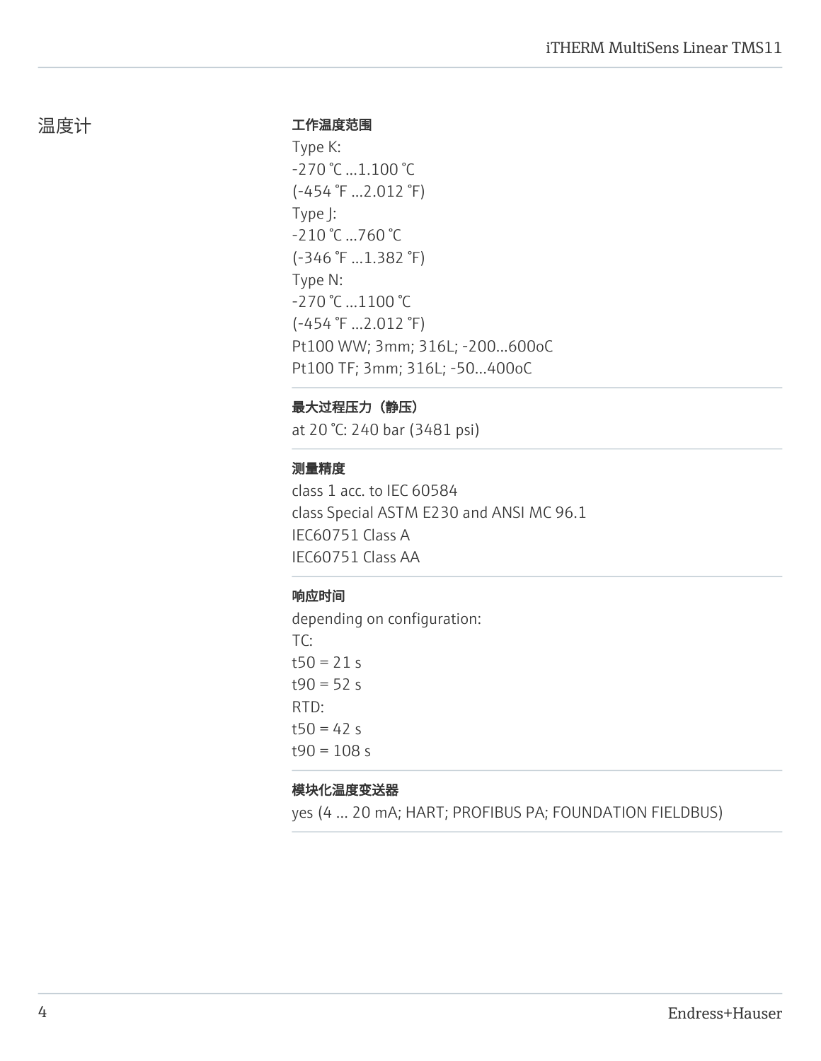## 温度计

### 工作温度范围

Type K:
-270 °C ...1.100 °C
(-454 °F ...2.012 °F)
Type J:
-210 °C ...760 °C
(-346 °F ...1.382 °F)
Type N:
-270 °C ...1100 °C
(-454 °F ...2.012 °F)
Pt100 WW; 3mm; 316L; -200...600oC
Pt100 TF; 3mm; 316L; -50...400oC

### 最大过程压力（静压）

at 20 °C: 240 bar (3481 psi)

### 测量精度

class 1 acc. to IEC 60584
class Special ASTM E230 and ANSI MC 96.1
IEC60751 Class A
IEC60751 Class AA

### 响应时间

depending on configuration:
TC:
t50 = 21 s
t90 = 52 s
RTD:
t50 = 42 s
t90 = 108 s

### 模块化温度变送器

yes (4 ... 20 mA; HART; PROFIBUS PA; FOUNDATION FIELDBUS)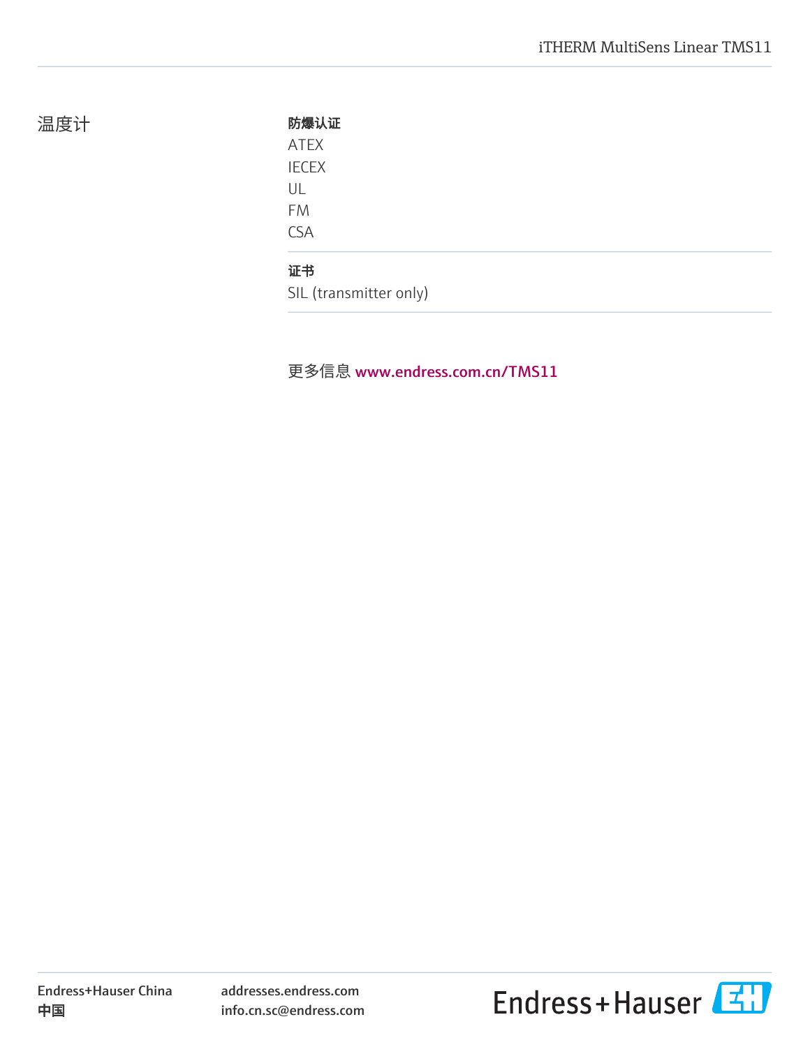## 温度计

**防爆认证**

ATEX
IECEX
UL
FM
CSA

**证书**

SIL (transmitter only)

更多信息 **www.endress.com.cn/TMS11**

Endress+Hauser China
中国

addresses.endress.com
info.cn.sc@endress.com